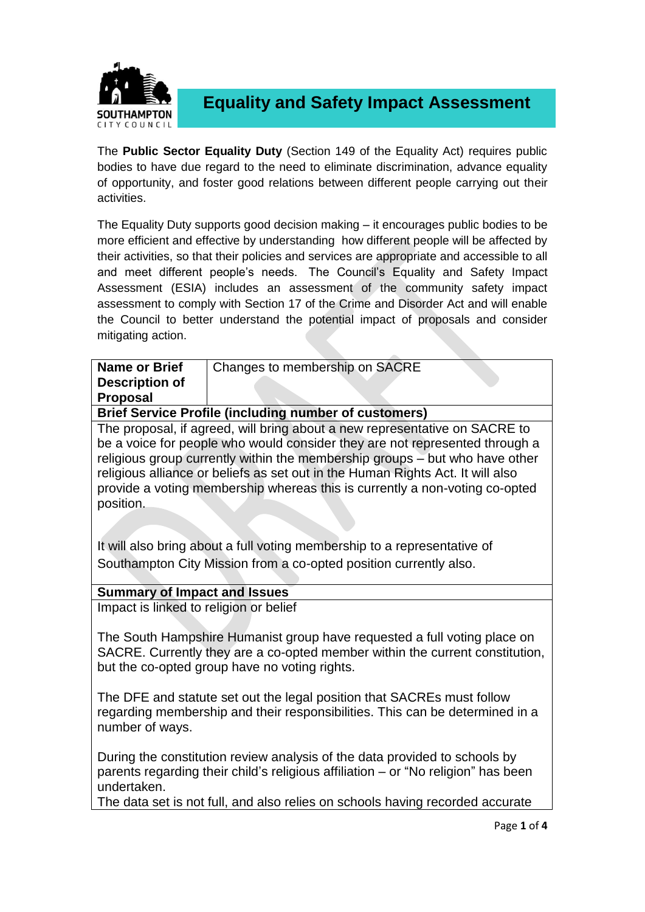# Equality and Safety Impact Assessment

The **Public Sector Equality Duty** (Section 149 of the Equality Act) requires public bodies to have due regard to the need to eliminate discrimination, advance equality of opportunity, and foster good relations between different people carrying out their activities.

The Equality Duty supports good decision making – it encourages public bodies to be more efficient and effective by understanding how different people will be affected by their activities, so that their policies and services are appropriate and accessible to all and meet different people's needs. The Council's Equality and Safety Impact Assessment (ESIA) includes an assessment of the community safety impact assessment to comply with Section 17 of the Crime and Disorder Act and will enable the Council to better understand the potential impact of proposals and consider mitigating action.

| **Name or Brief Description of Proposal** | Changes to membership on SACRE |
|---|---|

**Brief Service Profile (including number of customers)**

The proposal, if agreed, will bring about a new representative on SACRE to be a voice for people who would consider they are not represented through a religious group currently within the membership groups – but who have other religious alliance or beliefs as set out in the Human Rights Act. It will also provide a voting membership whereas this is currently a non-voting co-opted position.

It will also bring about a full voting membership to a representative of Southampton City Mission from a co-opted position currently also.

**Summary of Impact and Issues**

Impact is linked to religion or belief

The South Hampshire Humanist group have requested a full voting place on SACRE. Currently they are a co-opted member within the current constitution, but the co-opted group have no voting rights.

The DFE and statute set out the legal position that SACREs must follow regarding membership and their responsibilities. This can be determined in a number of ways.

During the constitution review analysis of the data provided to schools by parents regarding their child's religious affiliation – or "No religion" has been undertaken.
The data set is not full, and also relies on schools having recorded accurate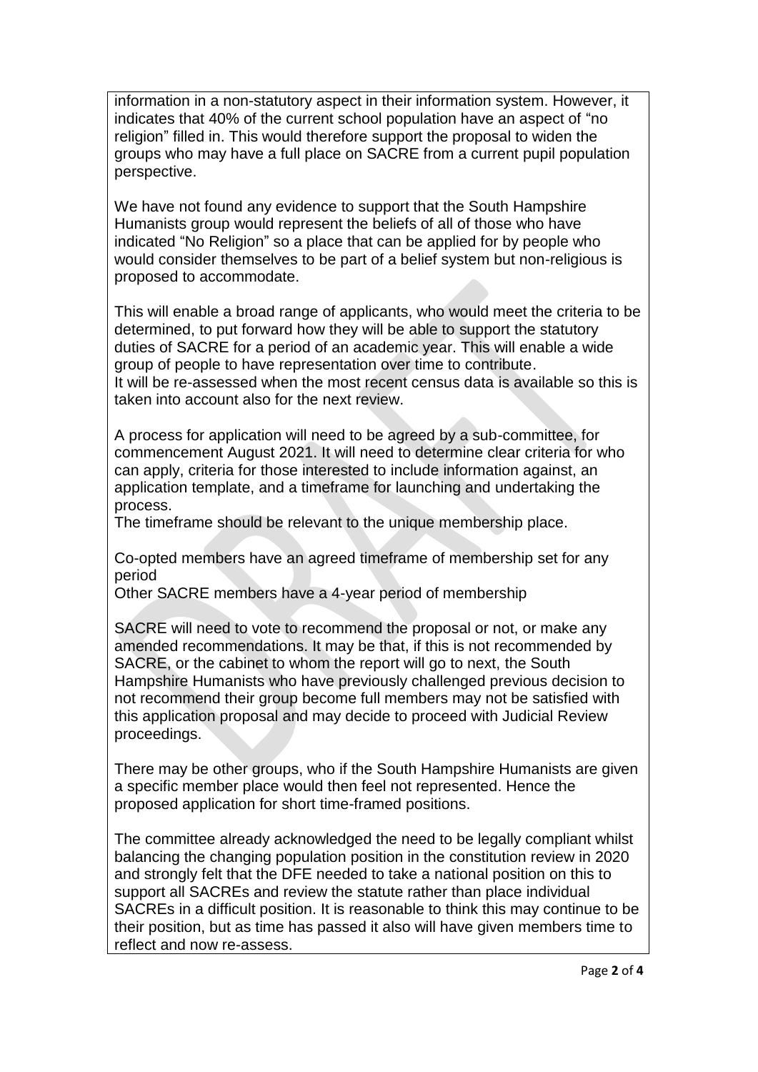information in a non-statutory aspect in their information system. However, it indicates that 40% of the current school population have an aspect of "no religion" filled in. This would therefore support the proposal to widen the groups who may have a full place on SACRE from a current pupil population perspective.

We have not found any evidence to support that the South Hampshire Humanists group would represent the beliefs of all of those who have indicated "No Religion" so a place that can be applied for by people who would consider themselves to be part of a belief system but non-religious is proposed to accommodate.

This will enable a broad range of applicants, who would meet the criteria to be determined, to put forward how they will be able to support the statutory duties of SACRE for a period of an academic year. This will enable a wide group of people to have representation over time to contribute.
It will be re-assessed when the most recent census data is available so this is taken into account also for the next review.

A process for application will need to be agreed by a sub-committee, for commencement August 2021. It will need to determine clear criteria for who can apply, criteria for those interested to include information against, an application template, and a timeframe for launching and undertaking the process.
The timeframe should be relevant to the unique membership place.

Co-opted members have an agreed timeframe of membership set for any period
Other SACRE members have a 4-year period of membership

SACRE will need to vote to recommend the proposal or not, or make any amended recommendations. It may be that, if this is not recommended by SACRE, or the cabinet to whom the report will go to next, the South Hampshire Humanists who have previously challenged previous decision to not recommend their group become full members may not be satisfied with this application proposal and may decide to proceed with Judicial Review proceedings.

There may be other groups, who if the South Hampshire Humanists are given a specific member place would then feel not represented. Hence the proposed application for short time-framed positions.

The committee already acknowledged the need to be legally compliant whilst balancing the changing population position in the constitution review in 2020 and strongly felt that the DFE needed to take a national position on this to support all SACREs and review the statute rather than place individual SACREs in a difficult position. It is reasonable to think this may continue to be their position, but as time has passed it also will have given members time to reflect and now re-assess.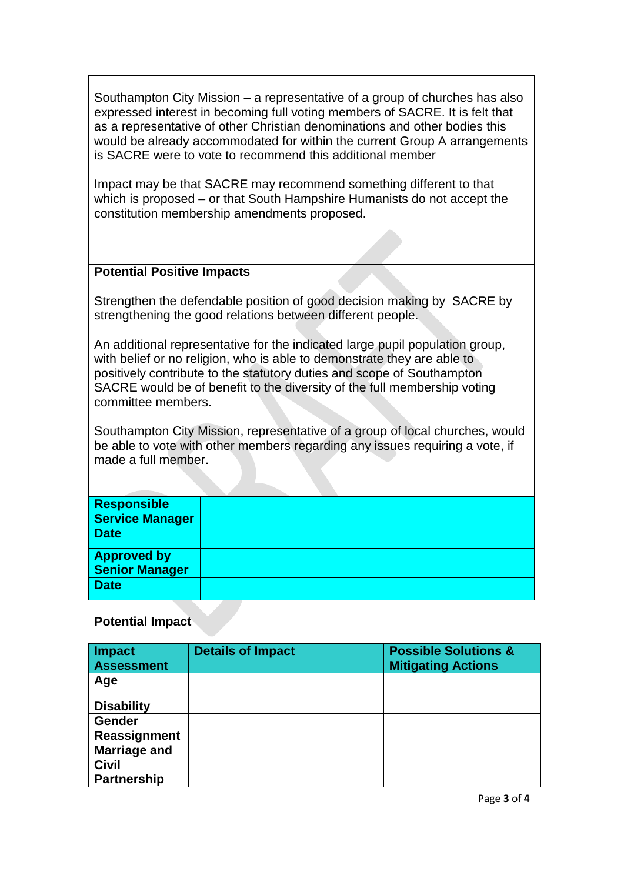Southampton City Mission – a representative of a group of churches has also expressed interest in becoming full voting members of SACRE. It is felt that as a representative of other Christian denominations and other bodies this would be already accommodated for within the current Group A arrangements is SACRE were to vote to recommend this additional member

Impact may be that SACRE may recommend something different to that which is proposed – or that South Hampshire Humanists do not accept the constitution membership amendments proposed.

**Potential Positive Impacts**

Strengthen the defendable position of good decision making by SACRE by strengthening the good relations between different people.

An additional representative for the indicated large pupil population group, with belief or no religion, who is able to demonstrate they are able to positively contribute to the statutory duties and scope of Southampton SACRE would be of benefit to the diversity of the full membership voting committee members.

Southampton City Mission, representative of a group of local churches, would be able to vote with other members regarding any issues requiring a vote, if made a full member.

| **Responsible Service Manager** | |
|---|---|
| **Date** | |
| **Approved by Senior Manager** | |
| **Date** | |

**Potential Impact**

| Impact Assessment | Details of Impact | Possible Solutions & Mitigating Actions |
|---|---|---|
| **Age** | | |
| **Disability** | | |
| **Gender Reassignment** | | |
| **Marriage and Civil Partnership** | | |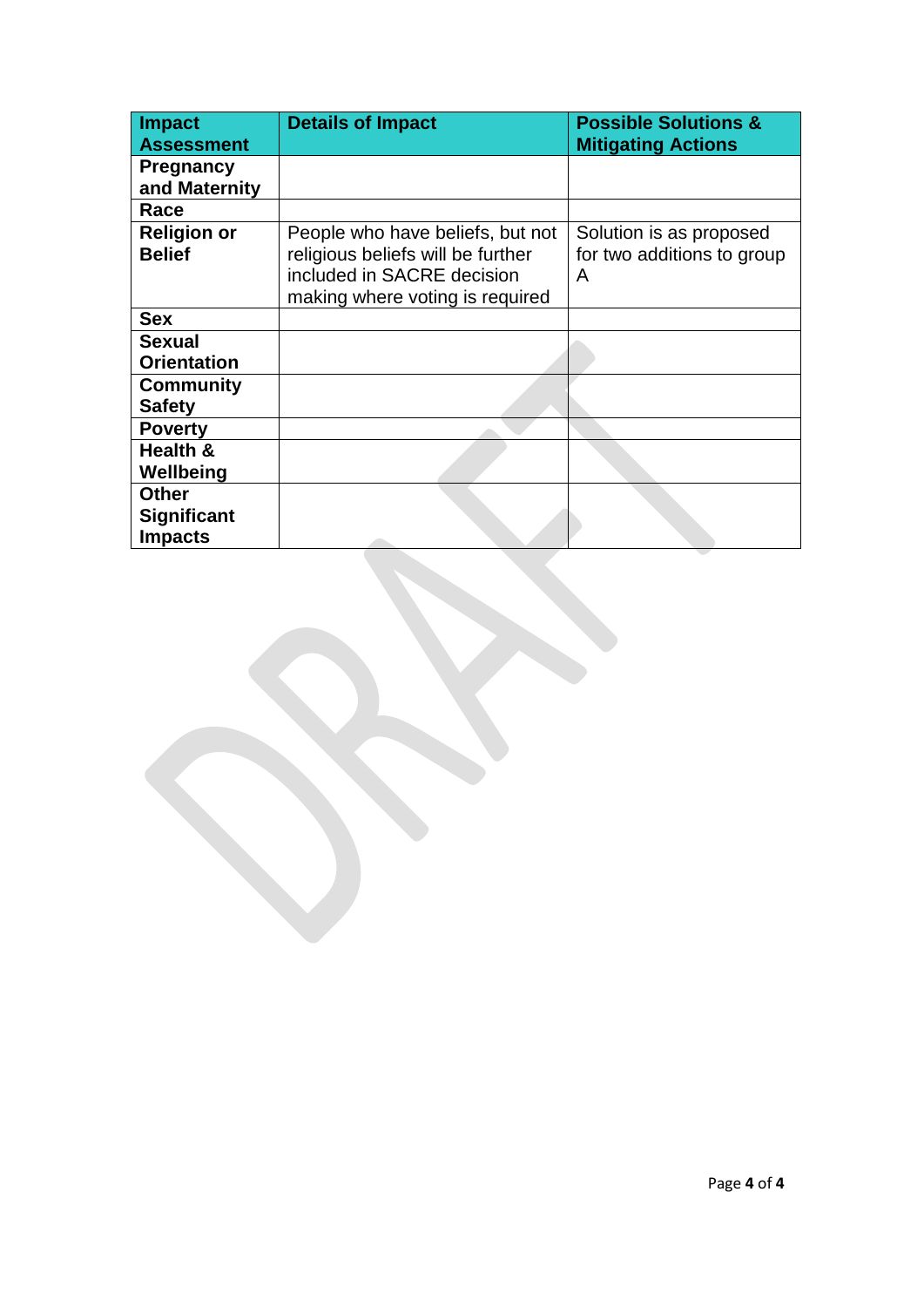| Impact Assessment | Details of Impact | Possible Solutions & Mitigating Actions |
|---|---|---|
| **Pregnancy and Maternity** | | |
| **Race** | | |
| **Religion or Belief** | People who have beliefs, but not religious beliefs will be further included in SACRE decision making where voting is required | Solution is as proposed for two additions to group A |
| **Sex** | | |
| **Sexual Orientation** | | |
| **Community Safety** | | |
| **Poverty** | | |
| **Health & Wellbeing** | | |
| **Other Significant Impacts** | | |